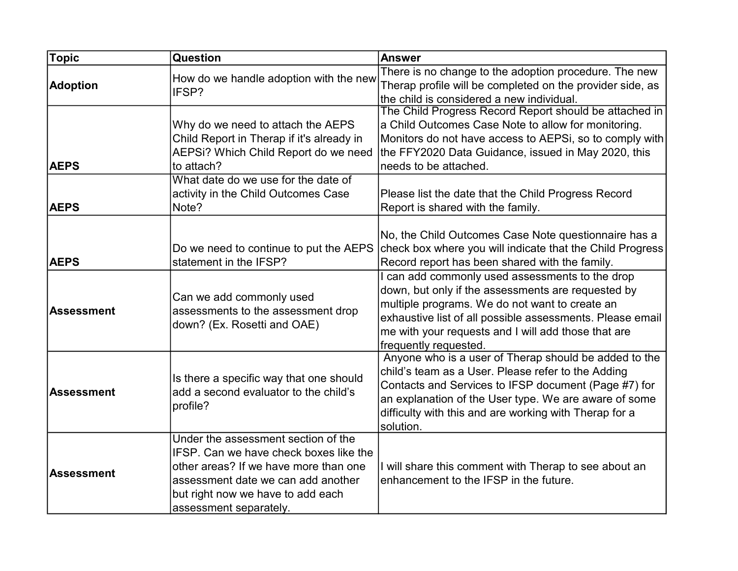| Topic | Question | Answer |
| --- | --- | --- |
| **Adoption** | How do we handle adoption with the new IFSP? | There is no change to the adoption procedure. The new Therap profile will be completed on the provider side, as the child is considered a new individual. |
| **AEPS** | Why do we need to attach the AEPS Child Report in Therap if it's already in AEPSi? Which Child Report do we need to attach? | The Child Progress Record Report should be attached in a Child Outcomes Case Note to allow for monitoring. Monitors do not have access to AEPSi, so to comply with the FFY2020 Data Guidance, issued in May 2020, this needs to be attached. |
| **AEPS** | What date do we use for the date of activity in the Child Outcomes Case Note? | Please list the date that the Child Progress Record Report is shared with the family. |
| **AEPS** | Do we need to continue to put the AEPS statement in the IFSP? | No, the Child Outcomes Case Note questionnaire has a check box where you will indicate that the Child Progress Record report has been shared with the family. |
| **Assessment** | Can we add commonly used assessments to the assessment drop down? (Ex. Rosetti and OAE) | I can add commonly used assessments to the drop down, but only if the assessments are requested by multiple programs. We do not want to create an exhaustive list of all possible assessments. Please email me with your requests and I will add those that are frequently requested. |
| **Assessment** | Is there a specific way that one should add a second evaluator to the child's profile? | Anyone who is a user of Therap should be added to the child's team as a User. Please refer to the Adding Contacts and Services to IFSP document (Page #7) for an explanation of the User type. We are aware of some difficulty with this and are working with Therap for a solution. |
| **Assessment** | Under the assessment section of the IFSP. Can we have check boxes like the other areas? If we have more than one assessment date we can add another but right now we have to add each assessment separately. | I will share this comment with Therap to see about an enhancement to the IFSP in the future. |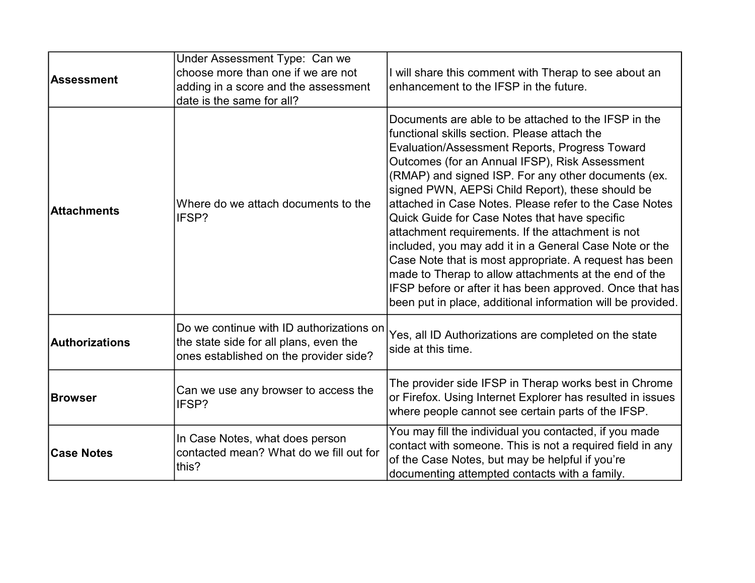| | | |
|---|---|---|
| **Assessment** | Under Assessment Type: Can we choose more than one if we are not adding in a score and the assessment date is the same for all? | I will share this comment with Therap to see about an enhancement to the IFSP in the future. |
| **Attachments** | Where do we attach documents to the IFSP? | Documents are able to be attached to the IFSP in the functional skills section. Please attach the Evaluation/Assessment Reports, Progress Toward Outcomes (for an Annual IFSP), Risk Assessment (RMAP) and signed ISP. For any other documents (ex. signed PWN, AEPSi Child Report), these should be attached in Case Notes. Please refer to the Case Notes Quick Guide for Case Notes that have specific attachment requirements. If the attachment is not included, you may add it in a General Case Note or the Case Note that is most appropriate. A request has been made to Therap to allow attachments at the end of the IFSP before or after it has been approved. Once that has been put in place, additional information will be provided. |
| **Authorizations** | Do we continue with ID authorizations on the state side for all plans, even the ones established on the provider side? | Yes, all ID Authorizations are completed on the state side at this time. |
| **Browser** | Can we use any browser to access the IFSP? | The provider side IFSP in Therap works best in Chrome or Firefox. Using Internet Explorer has resulted in issues where people cannot see certain parts of the IFSP. |
| **Case Notes** | In Case Notes, what does person contacted mean? What do we fill out for this? | You may fill the individual you contacted, if you made contact with someone. This is not a required field in any of the Case Notes, but may be helpful if you're documenting attempted contacts with a family. |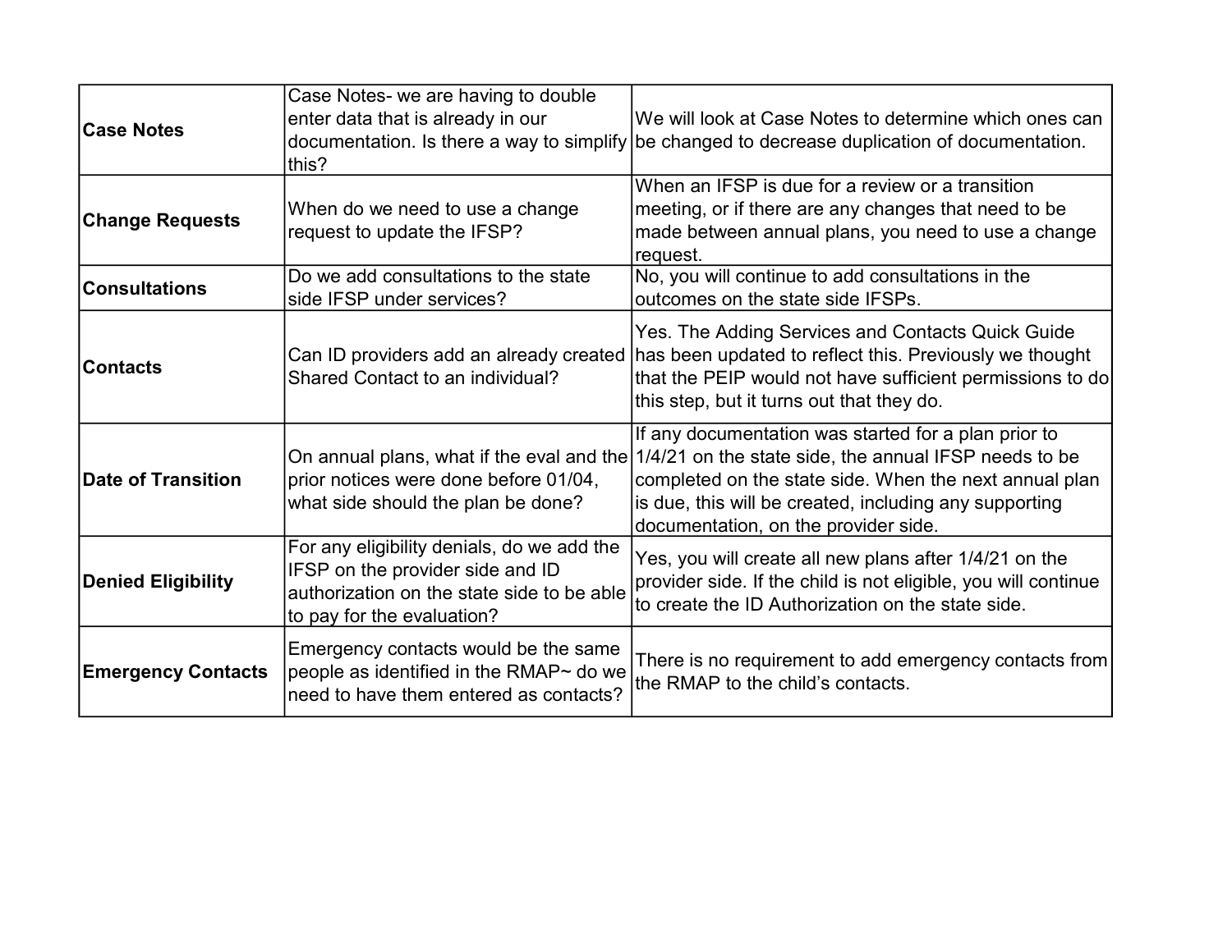| | | |
|---|---|---|
| **Case Notes** | Case Notes- we are having to double enter data that is already in our documentation. Is there a way to simplify this? | We will look at Case Notes to determine which ones can be changed to decrease duplication of documentation. |
| **Change Requests** | When do we need to use a change request to update the IFSP? | When an IFSP is due for a review or a transition meeting, or if there are any changes that need to be made between annual plans, you need to use a change request. |
| **Consultations** | Do we add consultations to the state side IFSP under services? | No, you will continue to add consultations in the outcomes on the state side IFSPs. |
| **Contacts** | Can ID providers add an already created Shared Contact to an individual? | Yes. The Adding Services and Contacts Quick Guide has been updated to reflect this. Previously we thought that the PEIP would not have sufficient permissions to do this step, but it turns out that they do. |
| **Date of Transition** | On annual plans, what if the eval and the prior notices were done before 01/04, what side should the plan be done? | If any documentation was started for a plan prior to 1/4/21 on the state side, the annual IFSP needs to be completed on the state side. When the next annual plan is due, this will be created, including any supporting documentation, on the provider side. |
| **Denied Eligibility** | For any eligibility denials, do we add the IFSP on the provider side and ID authorization on the state side to be able to pay for the evaluation? | Yes, you will create all new plans after 1/4/21 on the provider side. If the child is not eligible, you will continue to create the ID Authorization on the state side. |
| **Emergency Contacts** | Emergency contacts would be the same people as identified in the RMAP~ do we need to have them entered as contacts? | There is no requirement to add emergency contacts from the RMAP to the child's contacts. |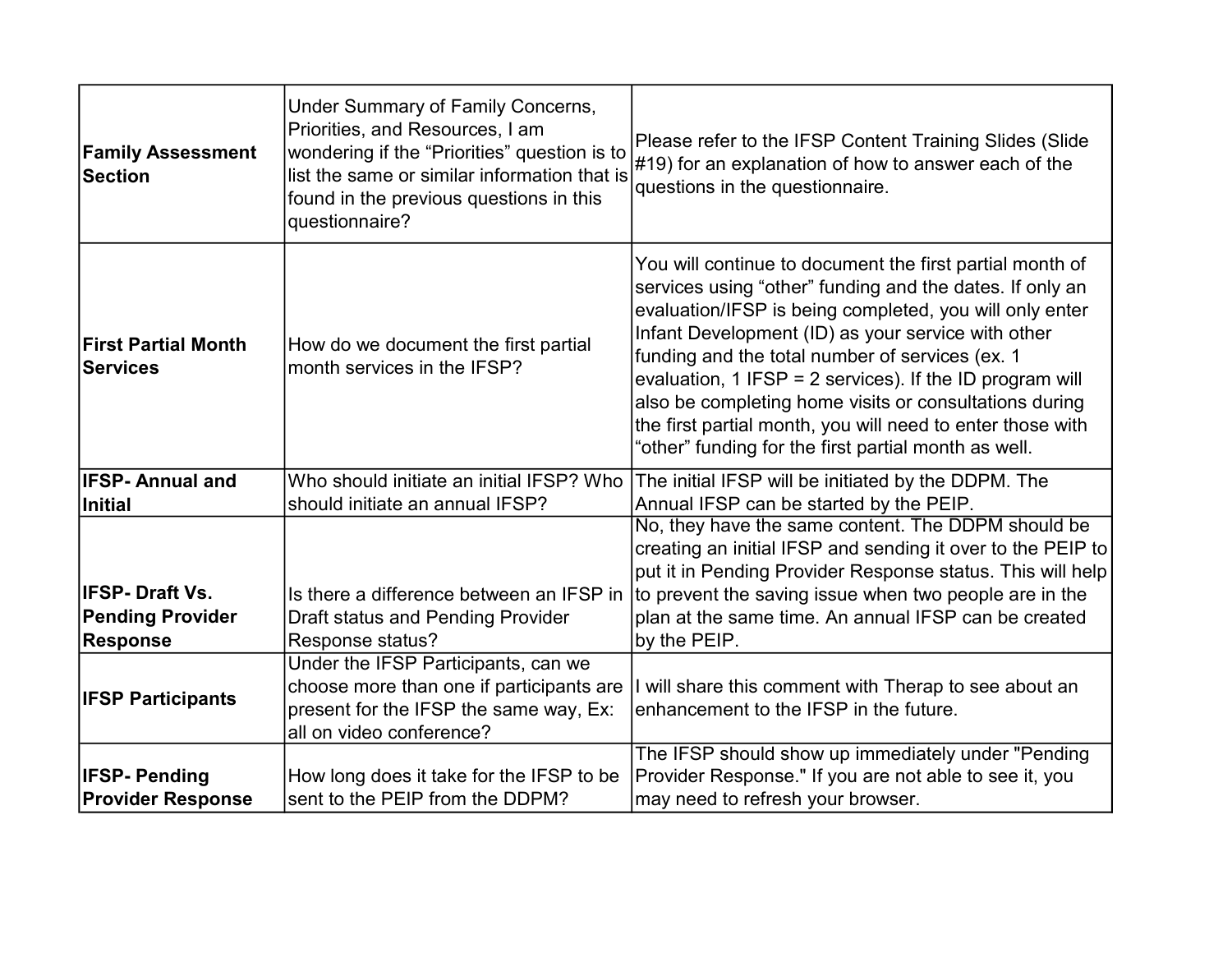| | | |
|---|---|---|
| **Family Assessment Section** | Under Summary of Family Concerns, Priorities, and Resources, I am wondering if the “Priorities” question is to list the same or similar information that is found in the previous questions in this questionnaire? | Please refer to the IFSP Content Training Slides (Slide #19) for an explanation of how to answer each of the questions in the questionnaire. |
| **First Partial Month Services** | How do we document the first partial month services in the IFSP? | You will continue to document the first partial month of services using “other” funding and the dates. If only an evaluation/IFSP is being completed, you will only enter Infant Development (ID) as your service with other funding and the total number of services (ex. 1 evaluation, 1 IFSP = 2 services). If the ID program will also be completing home visits or consultations during the first partial month, you will need to enter those with “other” funding for the first partial month as well. |
| **IFSP- Annual and Initial** | Who should initiate an initial IFSP? Who should initiate an annual IFSP? | The initial IFSP will be initiated by the DDPM. The Annual IFSP can be started by the PEIP. |
| **IFSP- Draft Vs. Pending Provider Response** | Is there a difference between an IFSP in Draft status and Pending Provider Response status? | No, they have the same content. The DDPM should be creating an initial IFSP and sending it over to the PEIP to put it in Pending Provider Response status. This will help to prevent the saving issue when two people are in the plan at the same time. An annual IFSP can be created by the PEIP. |
| **IFSP Participants** | Under the IFSP Participants, can we choose more than one if participants are present for the IFSP the same way, Ex: all on video conference? | I will share this comment with Therap to see about an enhancement to the IFSP in the future. |
| **IFSP- Pending Provider Response** | How long does it take for the IFSP to be sent to the PEIP from the DDPM? | The IFSP should show up immediately under "Pending Provider Response." If you are not able to see it, you may need to refresh your browser. |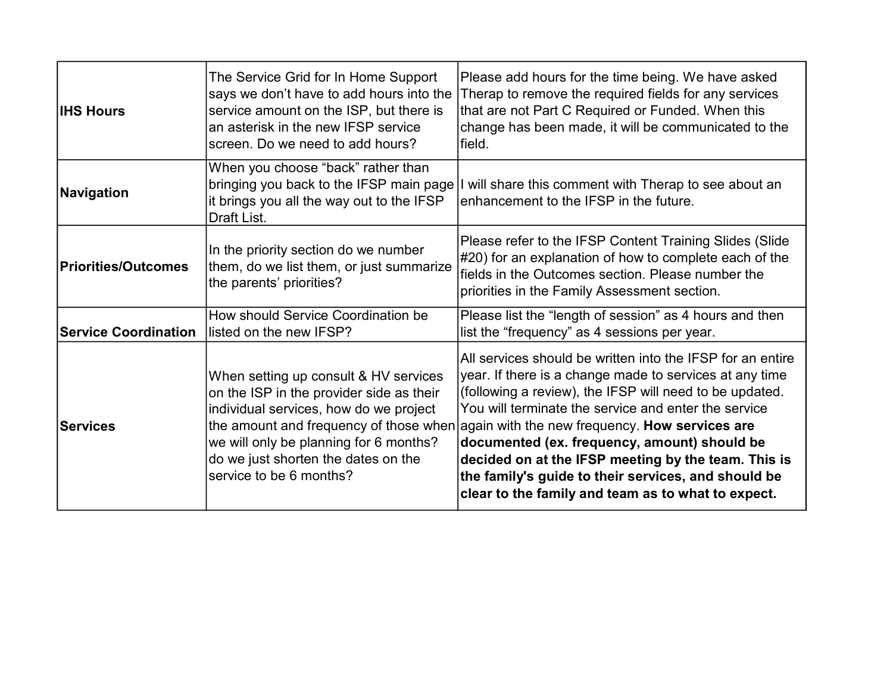| | | |
|---|---|---|
| **IHS Hours** | The Service Grid for In Home Support says we don't have to add hours into the service amount on the ISP, but there is an asterisk in the new IFSP service screen. Do we need to add hours? | Please add hours for the time being. We have asked Therap to remove the required fields for any services that are not Part C Required or Funded. When this change has been made, it will be communicated to the field. |
| **Navigation** | When you choose "back" rather than bringing you back to the IFSP main page it brings you all the way out to the IFSP Draft List. | I will share this comment with Therap to see about an enhancement to the IFSP in the future. |
| **Priorities/Outcomes** | In the priority section do we number them, do we list them, or just summarize the parents' priorities? | Please refer to the IFSP Content Training Slides (Slide #20) for an explanation of how to complete each of the fields in the Outcomes section. Please number the priorities in the Family Assessment section. |
| **Service Coordination** | How should Service Coordination be listed on the new IFSP? | Please list the "length of session" as 4 hours and then list the "frequency" as 4 sessions per year. |
| **Services** | When setting up consult & HV services on the ISP in the provider side as their individual services, how do we project the amount and frequency of those when we will only be planning for 6 months? do we just shorten the dates on the service to be 6 months? | All services should be written into the IFSP for an entire year. If there is a change made to services at any time (following a review), the IFSP will need to be updated. You will terminate the service and enter the service again with the new frequency. **How services are documented (ex. frequency, amount) should be decided on at the IFSP meeting by the team. This is the family's guide to their services, and should be clear to the family and team as to what to expect.** |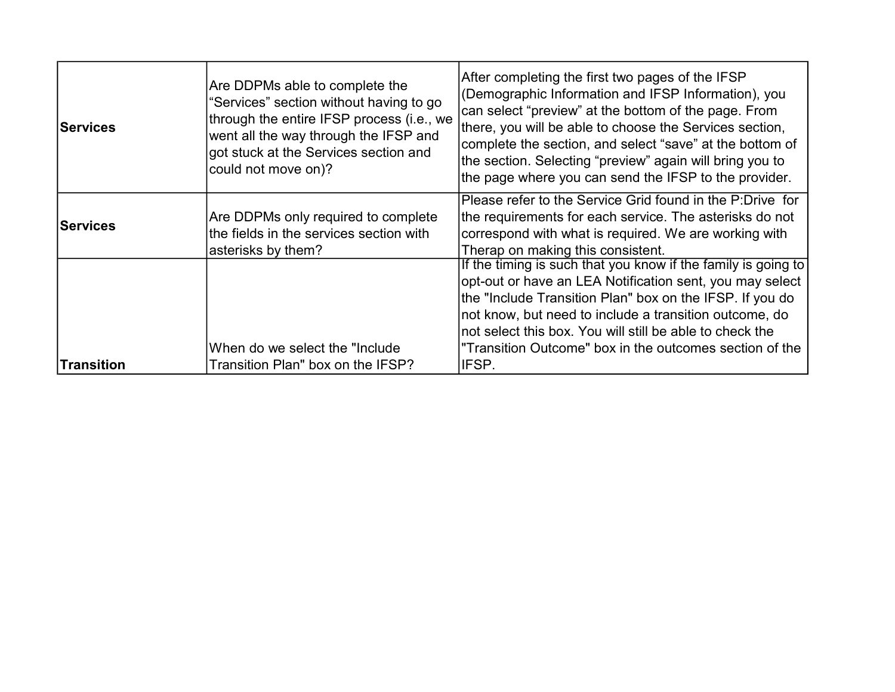| | | |
|---|---|---|
| **Services** | Are DDPMs able to complete the “Services” section without having to go through the entire IFSP process (i.e., we went all the way through the IFSP and got stuck at the Services section and could not move on)? | After completing the first two pages of the IFSP (Demographic Information and IFSP Information), you can select “preview” at the bottom of the page. From there, you will be able to choose the Services section, complete the section, and select “save” at the bottom of the section. Selecting “preview” again will bring you to the page where you can send the IFSP to the provider. |
| **Services** | Are DDPMs only required to complete the fields in the services section with asterisks by them? | Please refer to the Service Grid found in the P:Drive for the requirements for each service. The asterisks do not correspond with what is required. We are working with Therap on making this consistent. |
| **Transition** | When do we select the "Include Transition Plan" box on the IFSP? | If the timing is such that you know if the family is going to opt-out or have an LEA Notification sent, you may select the "Include Transition Plan" box on the IFSP. If you do not know, but need to include a transition outcome, do not select this box. You will still be able to check the "Transition Outcome" box in the outcomes section of the IFSP. |